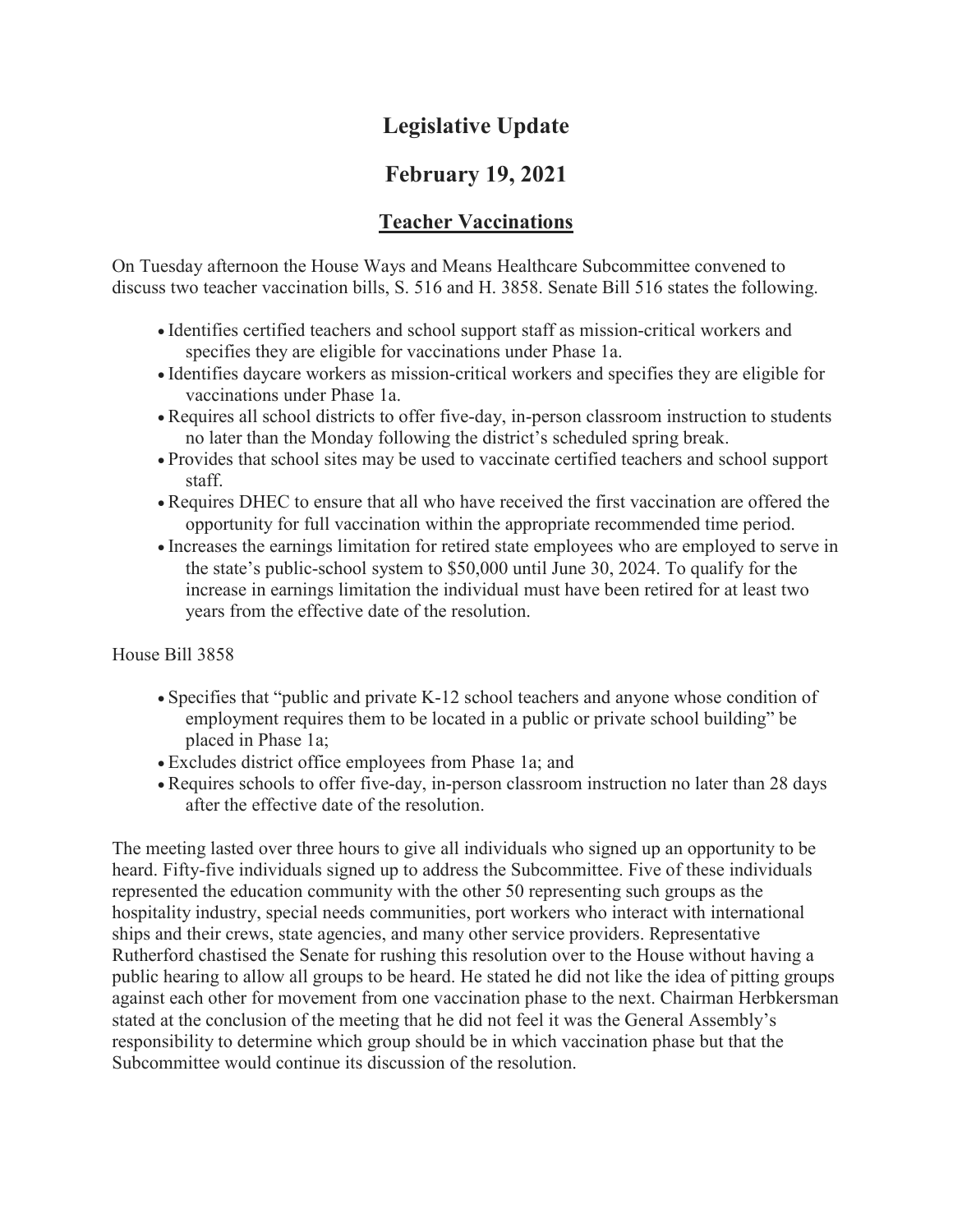# Legislative Update

# February 19, 2021

## Teacher Vaccinations

On Tuesday afternoon the House Ways and Means Healthcare Subcommittee convened to discuss two teacher vaccination bills, S. 516 and H. 3858. Senate Bill 516 states the following.

- Identifies certified teachers and school support staff as mission-critical workers and specifies they are eligible for vaccinations under Phase 1a.
- Identifies daycare workers as mission-critical workers and specifies they are eligible for vaccinations under Phase 1a.
- Requires all school districts to offer five-day, in-person classroom instruction to students no later than the Monday following the district's scheduled spring break.
- Provides that school sites may be used to vaccinate certified teachers and school support staff.
- Requires DHEC to ensure that all who have received the first vaccination are offered the opportunity for full vaccination within the appropriate recommended time period.
- Increases the earnings limitation for retired state employees who are employed to serve in the state's public-school system to $50,000 until June 30, 2024. To qualify for the increase in earnings limitation the individual must have been retired for at least two years from the effective date of the resolution.

House Bill 3858

- Specifies that "public and private K-12 school teachers and anyone whose condition of employment requires them to be located in a public or private school building" be placed in Phase 1a;
- Excludes district office employees from Phase 1a; and
- Requires schools to offer five-day, in-person classroom instruction no later than 28 days after the effective date of the resolution.

The meeting lasted over three hours to give all individuals who signed up an opportunity to be heard. Fifty-five individuals signed up to address the Subcommittee. Five of these individuals represented the education community with the other 50 representing such groups as the hospitality industry, special needs communities, port workers who interact with international ships and their crews, state agencies, and many other service providers. Representative Rutherford chastised the Senate for rushing this resolution over to the House without having a public hearing to allow all groups to be heard. He stated he did not like the idea of pitting groups against each other for movement from one vaccination phase to the next. Chairman Herbkersman stated at the conclusion of the meeting that he did not feel it was the General Assembly's responsibility to determine which group should be in which vaccination phase but that the Subcommittee would continue its discussion of the resolution.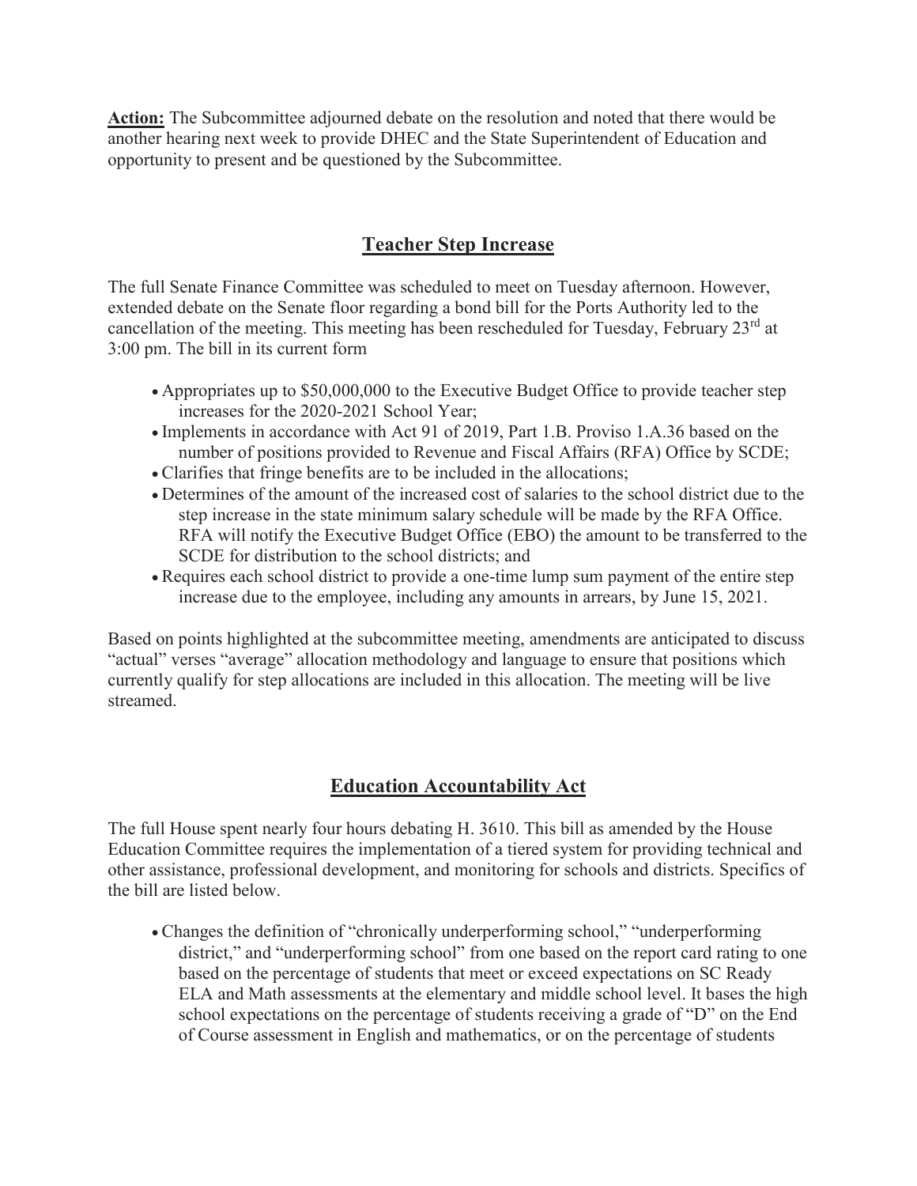**Action:** The Subcommittee adjourned debate on the resolution and noted that there would be another hearing next week to provide DHEC and the State Superintendent of Education and opportunity to present and be questioned by the Subcommittee.

## Teacher Step Increase

The full Senate Finance Committee was scheduled to meet on Tuesday afternoon. However, extended debate on the Senate floor regarding a bond bill for the Ports Authority led to the cancellation of the meeting. This meeting has been rescheduled for Tuesday, February 23rd at 3:00 pm. The bill in its current form

- Appropriates up to $50,000,000 to the Executive Budget Office to provide teacher step increases for the 2020-2021 School Year;
- Implements in accordance with Act 91 of 2019, Part 1.B. Proviso 1.A.36 based on the number of positions provided to Revenue and Fiscal Affairs (RFA) Office by SCDE;
- Clarifies that fringe benefits are to be included in the allocations;
- Determines of the amount of the increased cost of salaries to the school district due to the step increase in the state minimum salary schedule will be made by the RFA Office. RFA will notify the Executive Budget Office (EBO) the amount to be transferred to the SCDE for distribution to the school districts; and
- Requires each school district to provide a one-time lump sum payment of the entire step increase due to the employee, including any amounts in arrears, by June 15, 2021.

Based on points highlighted at the subcommittee meeting, amendments are anticipated to discuss "actual" verses "average" allocation methodology and language to ensure that positions which currently qualify for step allocations are included in this allocation. The meeting will be live streamed.

## Education Accountability Act

The full House spent nearly four hours debating H. 3610. This bill as amended by the House Education Committee requires the implementation of a tiered system for providing technical and other assistance, professional development, and monitoring for schools and districts. Specifics of the bill are listed below.

- Changes the definition of "chronically underperforming school," "underperforming district," and "underperforming school" from one based on the report card rating to one based on the percentage of students that meet or exceed expectations on SC Ready ELA and Math assessments at the elementary and middle school level. It bases the high school expectations on the percentage of students receiving a grade of "D" on the End of Course assessment in English and mathematics, or on the percentage of students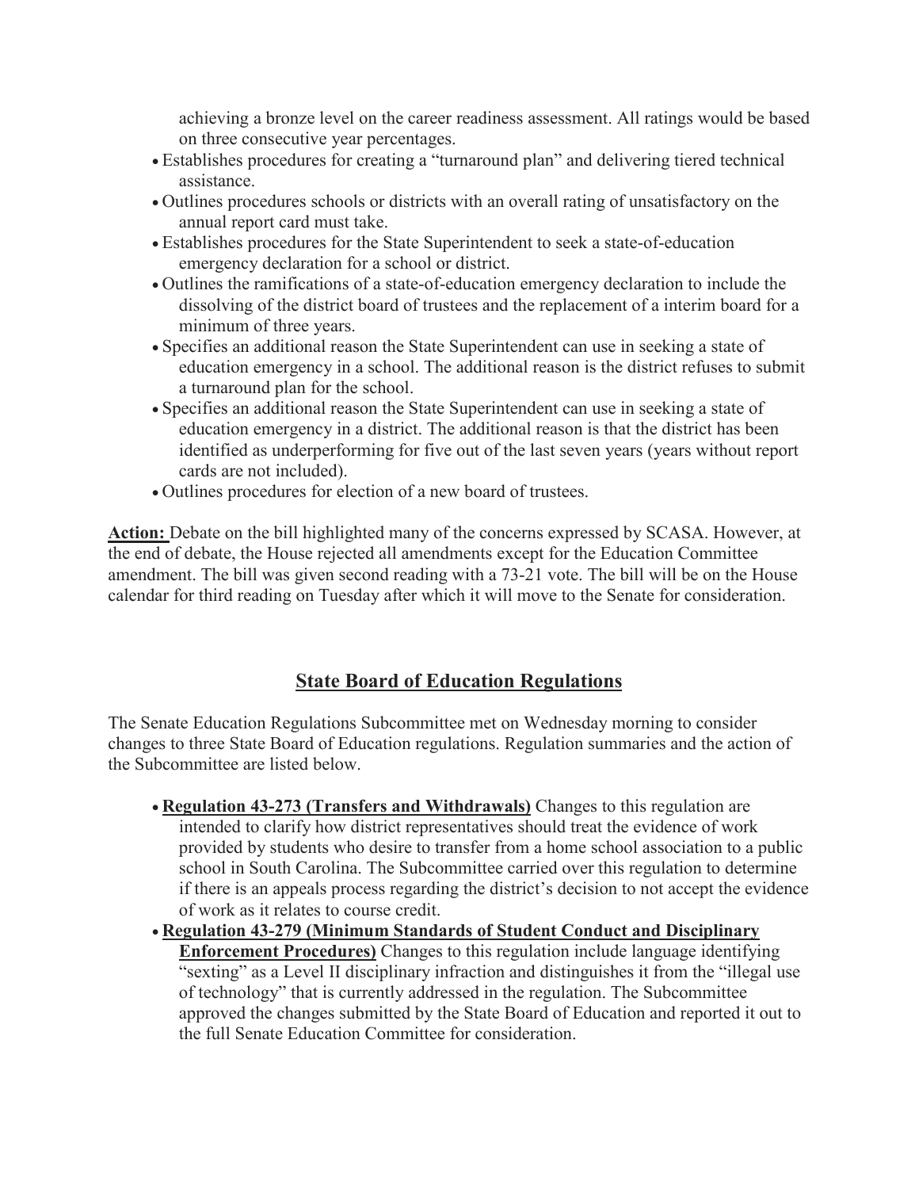achieving a bronze level on the career readiness assessment. All ratings would be based on three consecutive year percentages.

- Establishes procedures for creating a "turnaround plan" and delivering tiered technical assistance.
- Outlines procedures schools or districts with an overall rating of unsatisfactory on the annual report card must take.
- Establishes procedures for the State Superintendent to seek a state-of-education emergency declaration for a school or district.
- Outlines the ramifications of a state-of-education emergency declaration to include the dissolving of the district board of trustees and the replacement of a interim board for a minimum of three years.
- Specifies an additional reason the State Superintendent can use in seeking a state of education emergency in a school. The additional reason is the district refuses to submit a turnaround plan for the school.
- Specifies an additional reason the State Superintendent can use in seeking a state of education emergency in a district. The additional reason is that the district has been identified as underperforming for five out of the last seven years (years without report cards are not included).
- Outlines procedures for election of a new board of trustees.

**Action:** Debate on the bill highlighted many of the concerns expressed by SCASA. However, at the end of debate, the House rejected all amendments except for the Education Committee amendment. The bill was given second reading with a 73-21 vote. The bill will be on the House calendar for third reading on Tuesday after which it will move to the Senate for consideration.

## State Board of Education Regulations

The Senate Education Regulations Subcommittee met on Wednesday morning to consider changes to three State Board of Education regulations. Regulation summaries and the action of the Subcommittee are listed below.

- **Regulation 43-273 (Transfers and Withdrawals)** Changes to this regulation are intended to clarify how district representatives should treat the evidence of work provided by students who desire to transfer from a home school association to a public school in South Carolina. The Subcommittee carried over this regulation to determine if there is an appeals process regarding the district's decision to not accept the evidence of work as it relates to course credit.
- **Regulation 43-279 (Minimum Standards of Student Conduct and Disciplinary Enforcement Procedures)** Changes to this regulation include language identifying "sexting" as a Level II disciplinary infraction and distinguishes it from the "illegal use of technology" that is currently addressed in the regulation. The Subcommittee approved the changes submitted by the State Board of Education and reported it out to the full Senate Education Committee for consideration.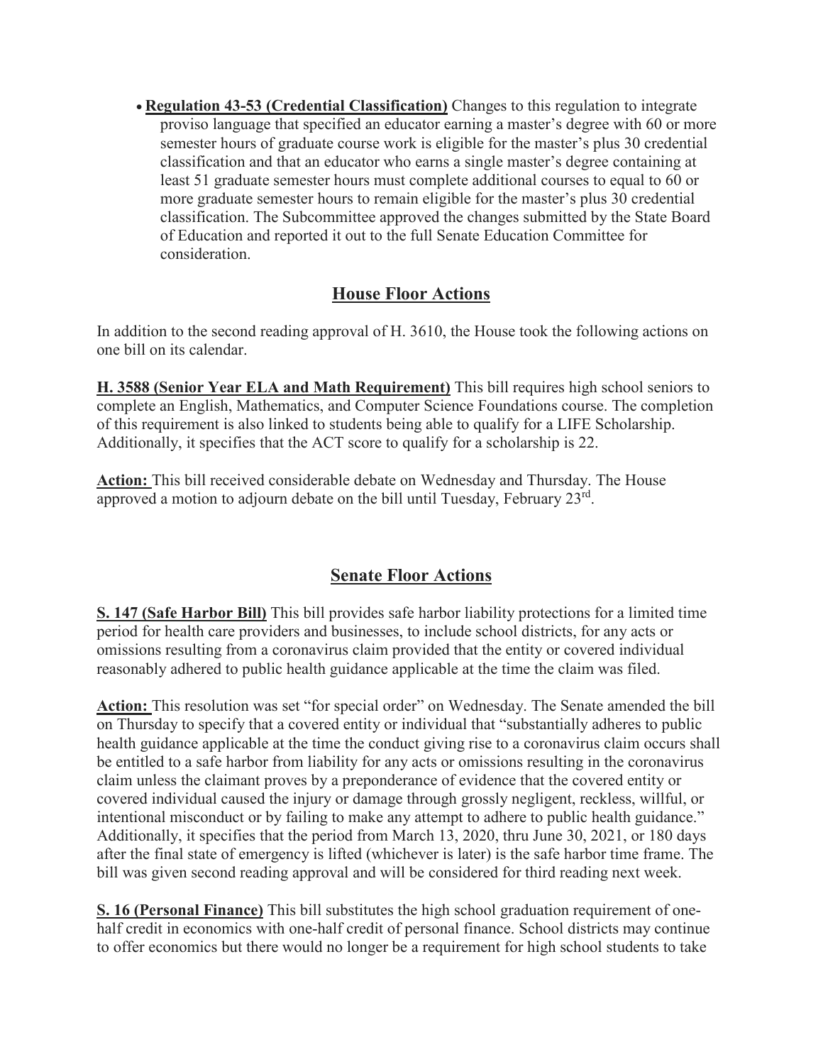- **Regulation 43-53 (Credential Classification)** Changes to this regulation to integrate proviso language that specified an educator earning a master's degree with 60 or more semester hours of graduate course work is eligible for the master's plus 30 credential classification and that an educator who earns a single master's degree containing at least 51 graduate semester hours must complete additional courses to equal to 60 or more graduate semester hours to remain eligible for the master's plus 30 credential classification. The Subcommittee approved the changes submitted by the State Board of Education and reported it out to the full Senate Education Committee for consideration.

## House Floor Actions

In addition to the second reading approval of H. 3610, the House took the following actions on one bill on its calendar.

**H. 3588 (Senior Year ELA and Math Requirement)** This bill requires high school seniors to complete an English, Mathematics, and Computer Science Foundations course. The completion of this requirement is also linked to students being able to qualify for a LIFE Scholarship. Additionally, it specifies that the ACT score to qualify for a scholarship is 22.

**Action:** This bill received considerable debate on Wednesday and Thursday. The House approved a motion to adjourn debate on the bill until Tuesday, February 23rd.

## Senate Floor Actions

**S. 147 (Safe Harbor Bill)** This bill provides safe harbor liability protections for a limited time period for health care providers and businesses, to include school districts, for any acts or omissions resulting from a coronavirus claim provided that the entity or covered individual reasonably adhered to public health guidance applicable at the time the claim was filed.

**Action:** This resolution was set "for special order" on Wednesday. The Senate amended the bill on Thursday to specify that a covered entity or individual that "substantially adheres to public health guidance applicable at the time the conduct giving rise to a coronavirus claim occurs shall be entitled to a safe harbor from liability for any acts or omissions resulting in the coronavirus claim unless the claimant proves by a preponderance of evidence that the covered entity or covered individual caused the injury or damage through grossly negligent, reckless, willful, or intentional misconduct or by failing to make any attempt to adhere to public health guidance." Additionally, it specifies that the period from March 13, 2020, thru June 30, 2021, or 180 days after the final state of emergency is lifted (whichever is later) is the safe harbor time frame. The bill was given second reading approval and will be considered for third reading next week.

**S. 16 (Personal Finance)** This bill substitutes the high school graduation requirement of one-half credit in economics with one-half credit of personal finance. School districts may continue to offer economics but there would no longer be a requirement for high school students to take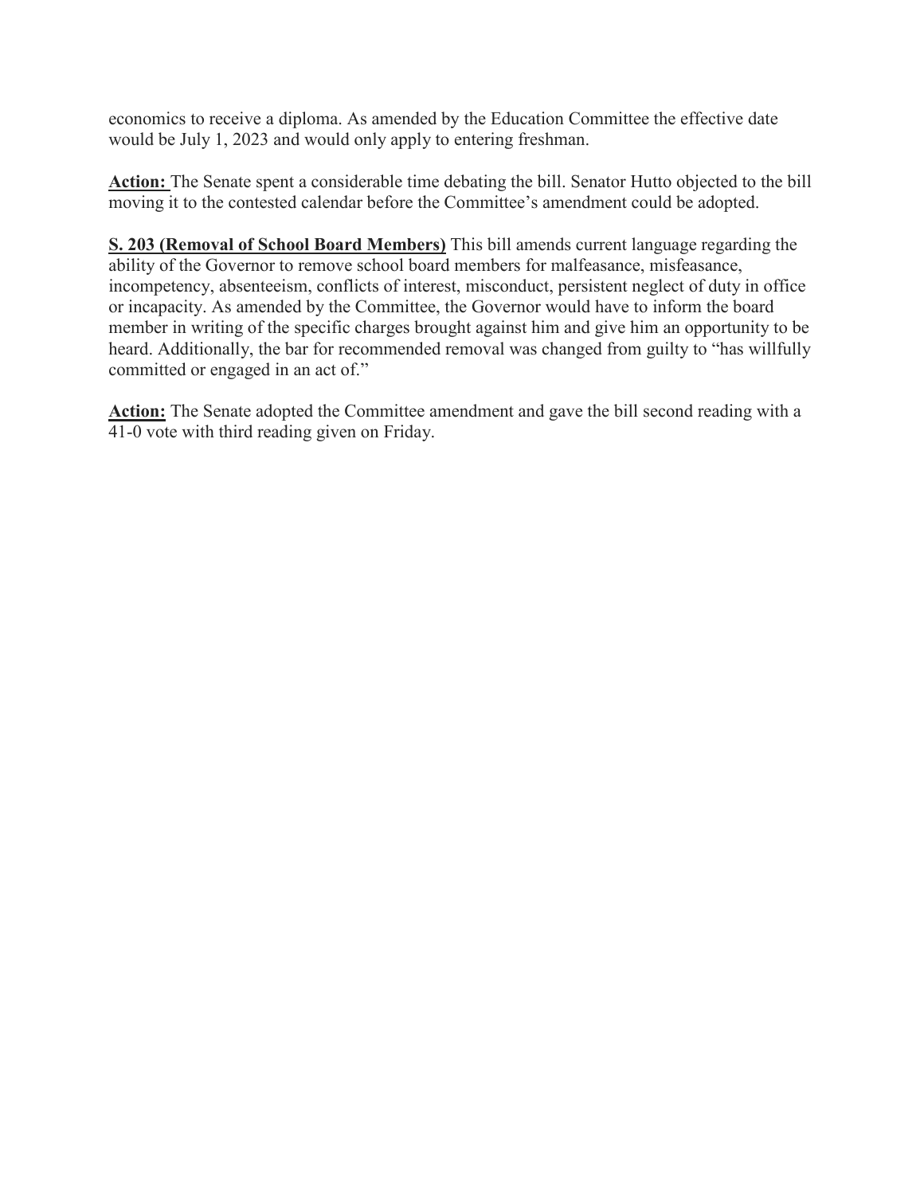economics to receive a diploma. As amended by the Education Committee the effective date would be July 1, 2023 and would only apply to entering freshman.

**Action:** The Senate spent a considerable time debating the bill. Senator Hutto objected to the bill moving it to the contested calendar before the Committee's amendment could be adopted.

**S. 203 (Removal of School Board Members)** This bill amends current language regarding the ability of the Governor to remove school board members for malfeasance, misfeasance, incompetency, absenteeism, conflicts of interest, misconduct, persistent neglect of duty in office or incapacity. As amended by the Committee, the Governor would have to inform the board member in writing of the specific charges brought against him and give him an opportunity to be heard. Additionally, the bar for recommended removal was changed from guilty to "has willfully committed or engaged in an act of."

**Action:** The Senate adopted the Committee amendment and gave the bill second reading with a 41-0 vote with third reading given on Friday.